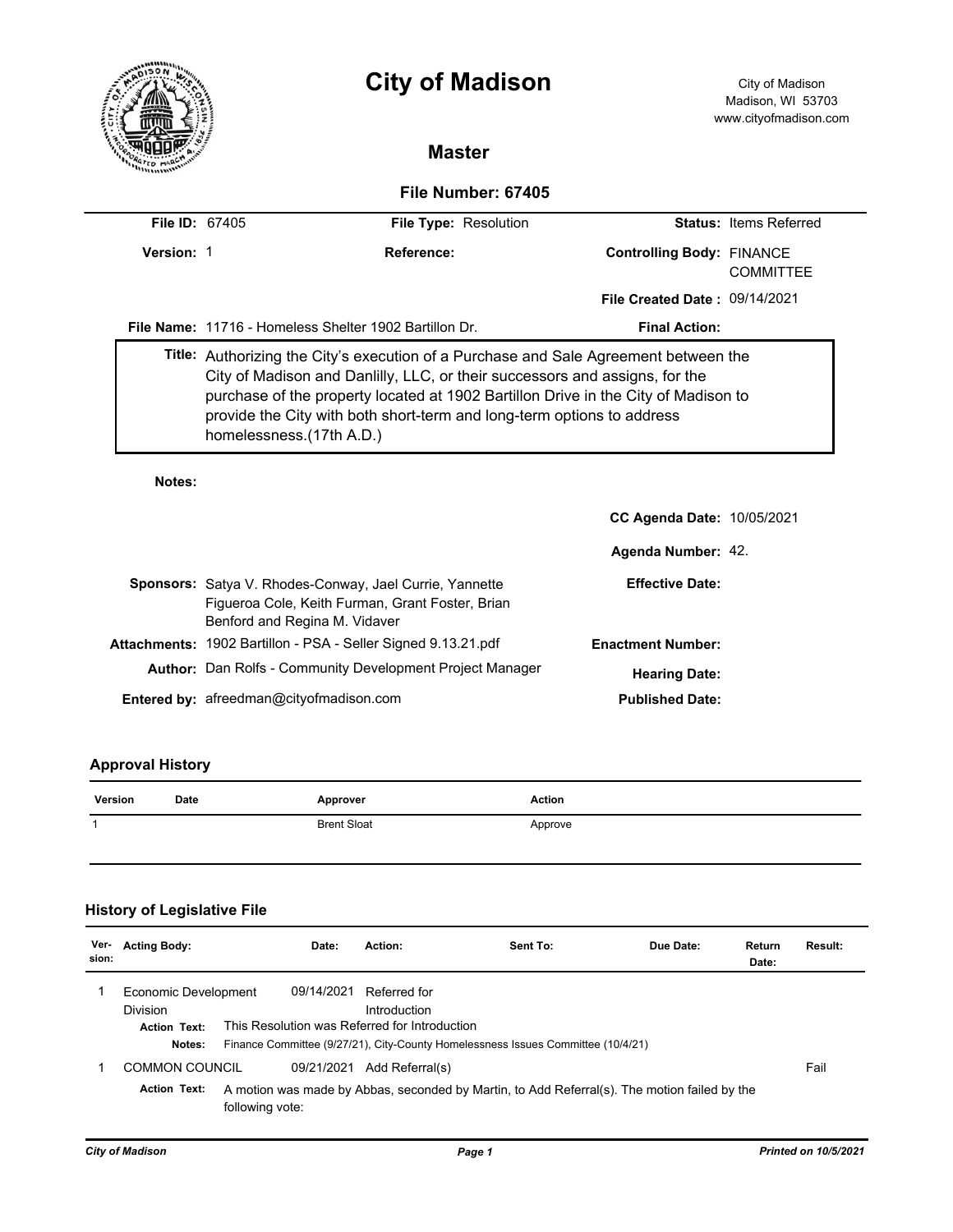# City of Madison

City of Madison
Madison, WI 53703
www.cityofmadison.com

## Master

### File Number: 67405

**File ID:** 67405 **File Type:** Resolution **Status:** Items Referred

**Version:** 1 **Reference:** **Controlling Body:** FINANCE COMMITTEE

**File Created Date :** 09/14/2021

**File Name:** 11716 - Homeless Shelter 1902 Bartillon Dr. **Final Action:**

**Title:** Authorizing the City's execution of a Purchase and Sale Agreement between the City of Madison and Danlilly, LLC, or their successors and assigns, for the purchase of the property located at 1902 Bartillon Drive in the City of Madison to provide the City with both short-term and long-term options to address homelessness.(17th A.D.)

**Notes:**

**CC Agenda Date:** 10/05/2021

**Agenda Number:** 42.

**Sponsors:** Satya V. Rhodes-Conway, Jael Currie, Yannette Figueroa Cole, Keith Furman, Grant Foster, Brian Benford and Regina M. Vidaver

**Effective Date:**

**Attachments:** 1902 Bartillon - PSA - Seller Signed 9.13.21.pdf

**Enactment Number:**

**Author:** Dan Rolfs - Community Development Project Manager

**Hearing Date:**

**Entered by:** afreedman@cityofmadison.com

**Published Date:**

## Approval History

| Version | Date | Approver | Action |
|---|---|---|---|
| 1 | | Brent Sloat | Approve |

## History of Legislative File

| Version: | Acting Body: | Date: | Action: | Sent To: | Due Date: | Return Date: | Result: |
|---|---|---|---|---|---|---|---|
| 1 | Economic Development Division | 09/14/2021 | Referred for Introduction | | | | |

**Action Text:** This Resolution was Referred for Introduction

**Notes:** Finance Committee (9/27/21), City-County Homelessness Issues Committee (10/4/21)

| Version: | Acting Body: | Date: | Action: | Sent To: | Due Date: | Return Date: | Result: |
|---|---|---|---|---|---|---|---|
| 1 | COMMON COUNCIL | 09/21/2021 | Add Referral(s) | | | | Fail |

**Action Text:** A motion was made by Abbas, seconded by Martin, to Add Referral(s). The motion failed by the following vote: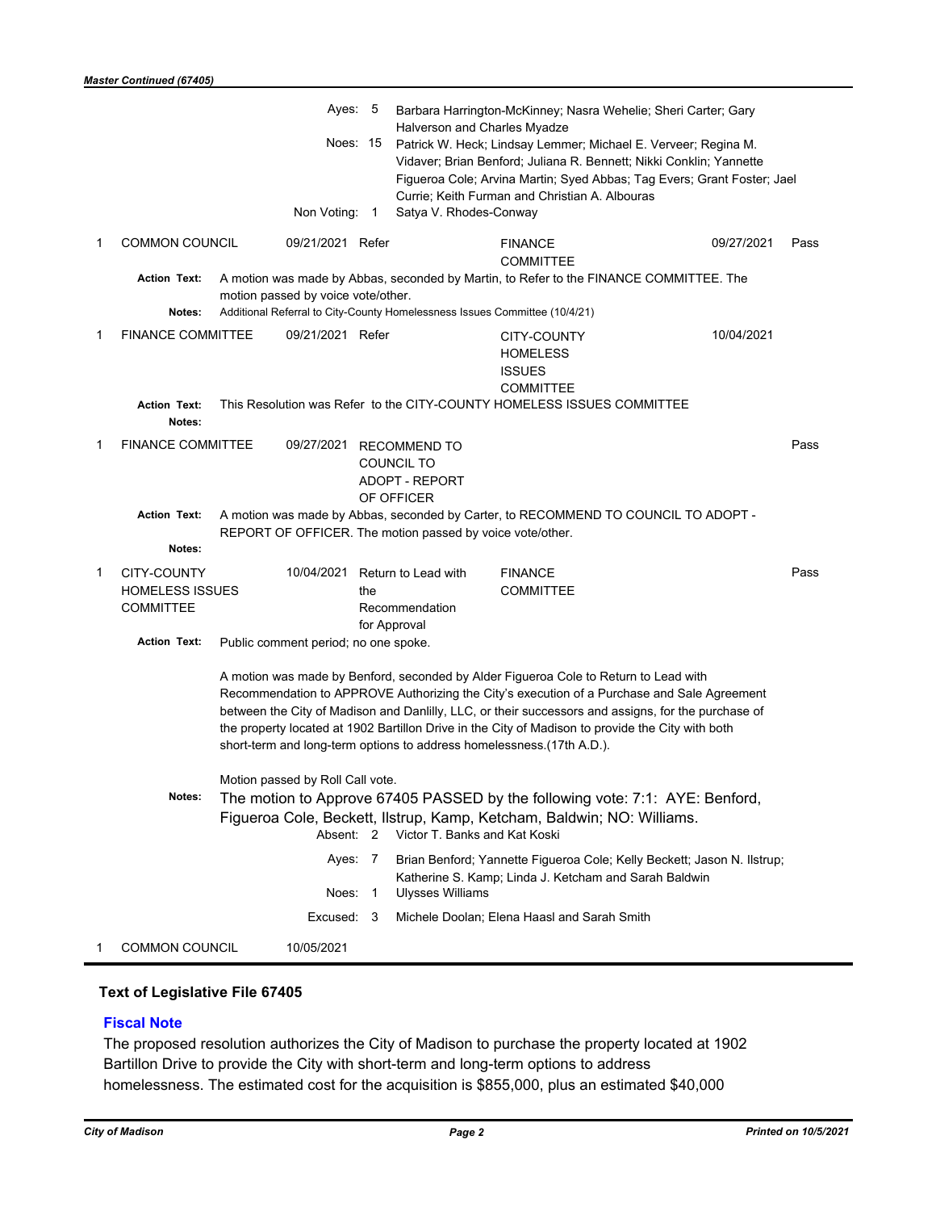| | | | | | | |
|---|---|---|---|---|---|---|
| | | | **Ayes:** 5 | Barbara Harrington-McKinney; Nasra Wehelie; Sheri Carter; Gary Halverson and Charles Myadze | | |
| | | | **Noes:** 15 | Patrick W. Heck; Lindsay Lemmer; Michael E. Verveer; Regina M. Vidaver; Brian Benford; Juliana R. Bennett; Nikki Conklin; Yannette Figueroa Cole; Arvina Martin; Syed Abbas; Tag Evers; Grant Foster; Jael Currie; Keith Furman and Christian A. Albouras | | |
| | | | **Non Voting:** 1 | Satya V. Rhodes-Conway | | |

| | | Date | Action | Sent To | Due Date | Result |
|---|---|---|---|---|---|---|
| 1 | COMMON COUNCIL | 09/21/2021 | Refer | FINANCE COMMITTEE | 09/27/2021 | Pass |

**Action Text:** A motion was made by Abbas, seconded by Martin, to Refer to the FINANCE COMMITTEE. The motion passed by voice vote/other.

**Notes:** Additional Referral to City-County Homelessness Issues Committee (10/4/21)

| | | Date | Action | Sent To | Due Date | Result |
|---|---|---|---|---|---|---|
| 1 | FINANCE COMMITTEE | 09/21/2021 | Refer | CITY-COUNTY HOMELESS ISSUES COMMITTEE | 10/04/2021 | |

**Action Text:** This Resolution was Refer to the CITY-COUNTY HOMELESS ISSUES COMMITTEE

**Notes:**

| | | Date | Action | Sent To | Due Date | Result |
|---|---|---|---|---|---|---|
| 1 | FINANCE COMMITTEE | 09/27/2021 | RECOMMEND TO COUNCIL TO ADOPT - REPORT OF OFFICER | | | Pass |

**Action Text:** A motion was made by Abbas, seconded by Carter, to RECOMMEND TO COUNCIL TO ADOPT - REPORT OF OFFICER. The motion passed by voice vote/other.

**Notes:**

| | | Date | Action | Sent To | Due Date | Result |
|---|---|---|---|---|---|---|
| 1 | CITY-COUNTY HOMELESS ISSUES COMMITTEE | 10/04/2021 | Return to Lead with the Recommendation for Approval | FINANCE COMMITTEE | | Pass |

**Action Text:** Public comment period; no one spoke.

A motion was made by Benford, seconded by Alder Figueroa Cole to Return to Lead with Recommendation to APPROVE Authorizing the City's execution of a Purchase and Sale Agreement between the City of Madison and Danlilly, LLC, or their successors and assigns, for the purchase of the property located at 1902 Bartillon Drive in the City of Madison to provide the City with both short-term and long-term options to address homelessness.(17th A.D.).

Motion passed by Roll Call vote.

**Notes:** The motion to Approve 67405 PASSED by the following vote: 7:1: AYE: Benford, Figueroa Cole, Beckett, Ilstrup, Kamp, Ketcham, Baldwin; NO: Williams.

| | |
|---|---|
| **Absent:** 2 | Victor T. Banks and Kat Koski |
| **Ayes:** 7 | Brian Benford; Yannette Figueroa Cole; Kelly Beckett; Jason N. Ilstrup; Katherine S. Kamp; Linda J. Ketcham and Sarah Baldwin |
| **Noes:** 1 | Ulysses Williams |
| **Excused:** 3 | Michele Doolan; Elena Haasl and Sarah Smith |

| | | Date | Action | Sent To | Due Date | Result |
|---|---|---|---|---|---|---|
| 1 | COMMON COUNCIL | 10/05/2021 | | | | |

## Text of Legislative File 67405

### Fiscal Note

The proposed resolution authorizes the City of Madison to purchase the property located at 1902 Bartillon Drive to provide the City with short-term and long-term options to address homelessness. The estimated cost for the acquisition is $855,000, plus an estimated $40,000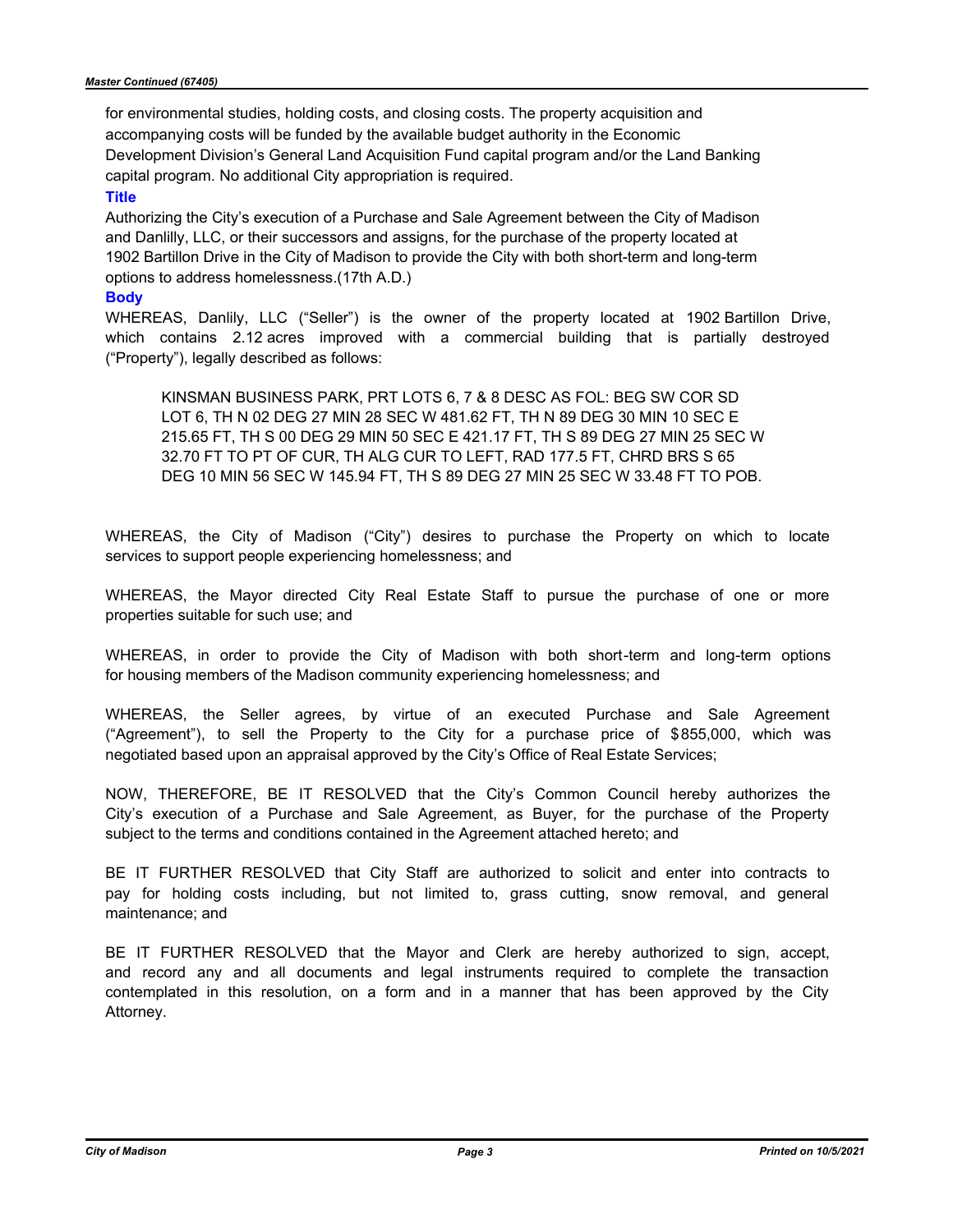for environmental studies, holding costs, and closing costs. The property acquisition and accompanying costs will be funded by the available budget authority in the Economic Development Division's General Land Acquisition Fund capital program and/or the Land Banking capital program. No additional City appropriation is required.

**Title**

Authorizing the City's execution of a Purchase and Sale Agreement between the City of Madison and Danlilly, LLC, or their successors and assigns, for the purchase of the property located at 1902 Bartillon Drive in the City of Madison to provide the City with both short-term and long-term options to address homelessness.(17th A.D.)

**Body**

WHEREAS, Danlily, LLC ("Seller") is the owner of the property located at 1902 Bartillon Drive, which contains 2.12 acres improved with a commercial building that is partially destroyed ("Property"), legally described as follows:

> KINSMAN BUSINESS PARK, PRT LOTS 6, 7 & 8 DESC AS FOL: BEG SW COR SD LOT 6, TH N 02 DEG 27 MIN 28 SEC W 481.62 FT, TH N 89 DEG 30 MIN 10 SEC E 215.65 FT, TH S 00 DEG 29 MIN 50 SEC E 421.17 FT, TH S 89 DEG 27 MIN 25 SEC W 32.70 FT TO PT OF CUR, TH ALG CUR TO LEFT, RAD 177.5 FT, CHRD BRS S 65 DEG 10 MIN 56 SEC W 145.94 FT, TH S 89 DEG 27 MIN 25 SEC W 33.48 FT TO POB.

WHEREAS, the City of Madison ("City") desires to purchase the Property on which to locate services to support people experiencing homelessness; and

WHEREAS, the Mayor directed City Real Estate Staff to pursue the purchase of one or more properties suitable for such use; and

WHEREAS, in order to provide the City of Madison with both short-term and long-term options for housing members of the Madison community experiencing homelessness; and

WHEREAS, the Seller agrees, by virtue of an executed Purchase and Sale Agreement ("Agreement"), to sell the Property to the City for a purchase price of $855,000, which was negotiated based upon an appraisal approved by the City's Office of Real Estate Services;

NOW, THEREFORE, BE IT RESOLVED that the City's Common Council hereby authorizes the City's execution of a Purchase and Sale Agreement, as Buyer, for the purchase of the Property subject to the terms and conditions contained in the Agreement attached hereto; and

BE IT FURTHER RESOLVED that City Staff are authorized to solicit and enter into contracts to pay for holding costs including, but not limited to, grass cutting, snow removal, and general maintenance; and

BE IT FURTHER RESOLVED that the Mayor and Clerk are hereby authorized to sign, accept, and record any and all documents and legal instruments required to complete the transaction contemplated in this resolution, on a form and in a manner that has been approved by the City Attorney.